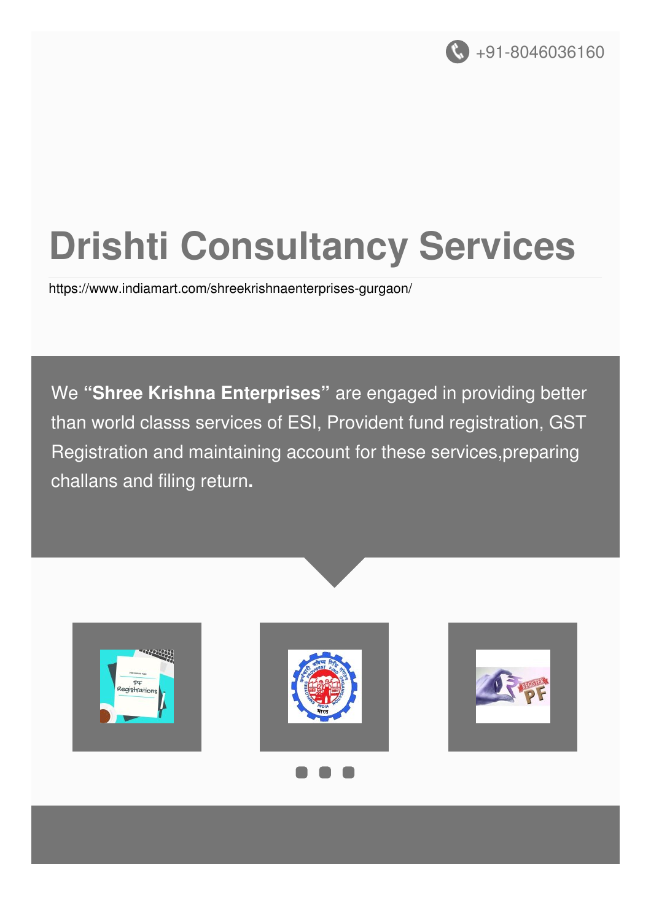+91-8046036160

# Drishti Consultancy Services

https://www.indiamart.com/shreekrishnaenterprises-gurgaon/

We **"Shree Krishna Enterprises"** are engaged in providing better than world classs services of ESI, Provident fund registration, GST Registration and maintaining account for these services,preparing challans and filing return**.**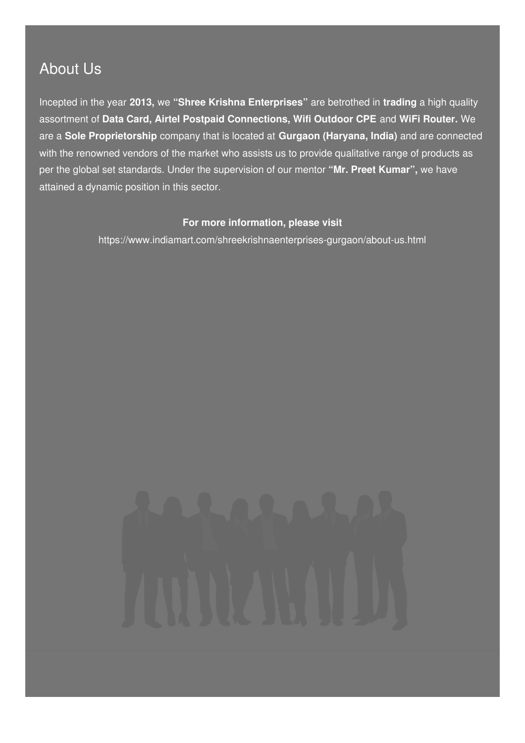## About Us

Incepted in the year **2013,** we **"Shree Krishna Enterprises"** are betrothed in **trading** a high quality assortment of **Data Card, Airtel Postpaid Connections, Wifi Outdoor CPE** and **WiFi Router.** We are a **Sole Proprietorship** company that is located at **Gurgaon (Haryana, India)** and are connected with the renowned vendors of the market who assists us to provide qualitative range of products as per the global set standards. Under the supervision of our mentor **"Mr. Preet Kumar",** we have attained a dynamic position in this sector.

**For more information, please visit**

https://www.indiamart.com/shreekrishnaenterprises-gurgaon/about-us.html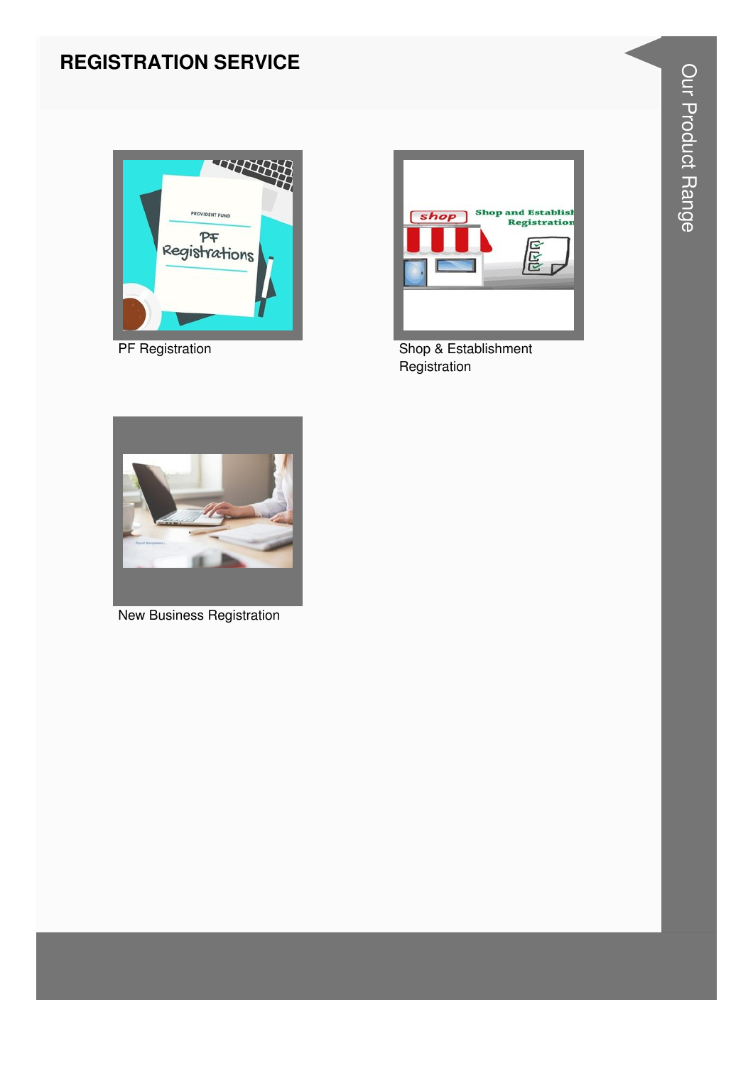## REGISTRATION SERVICE

PF Registration

Shop & Establishment Registration

New Business Registration

Our Product Range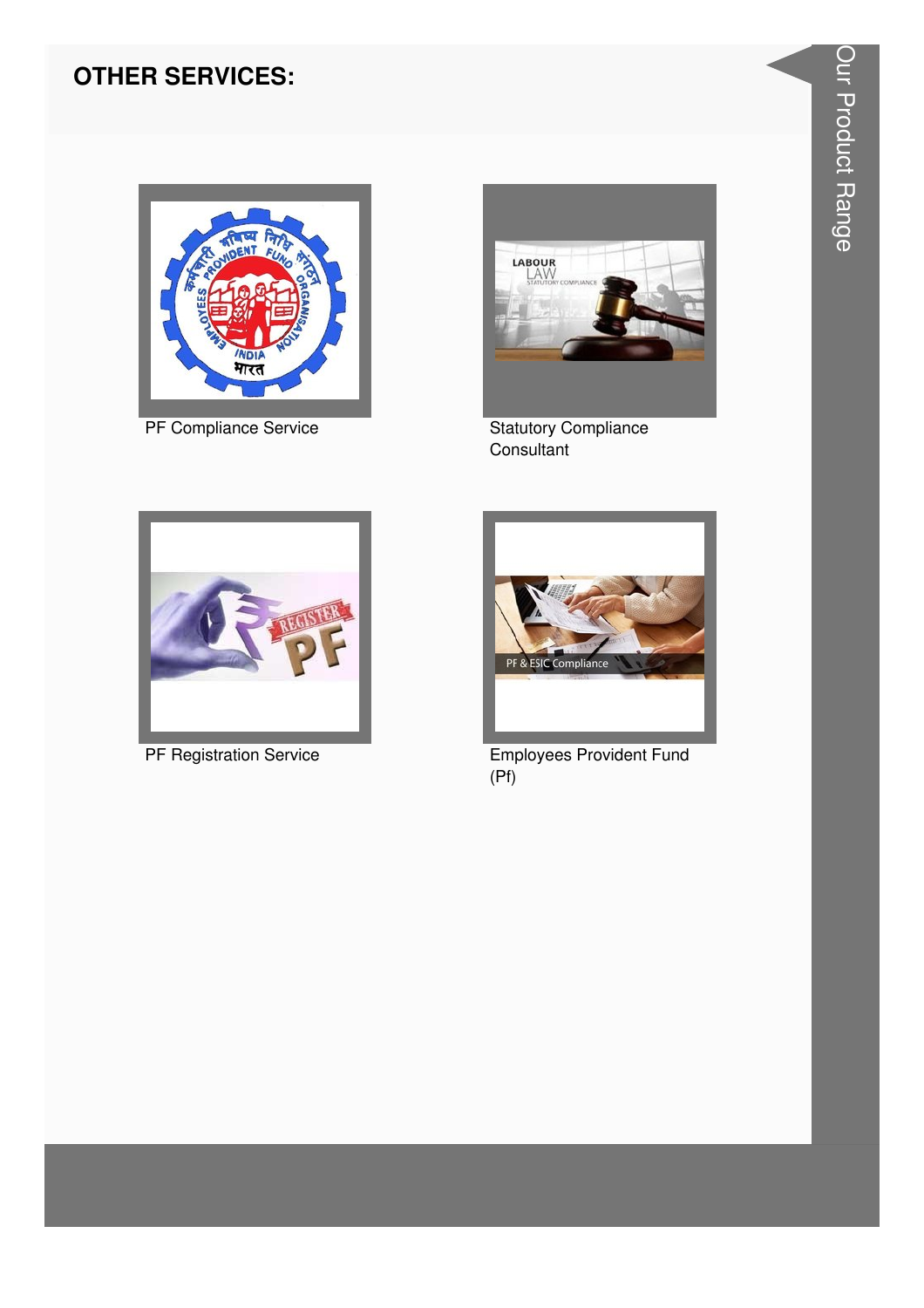## OTHER SERVICES:

PF Compliance Service

Statutory Compliance Consultant

PF Registration Service

Employees Provident Fund (Pf)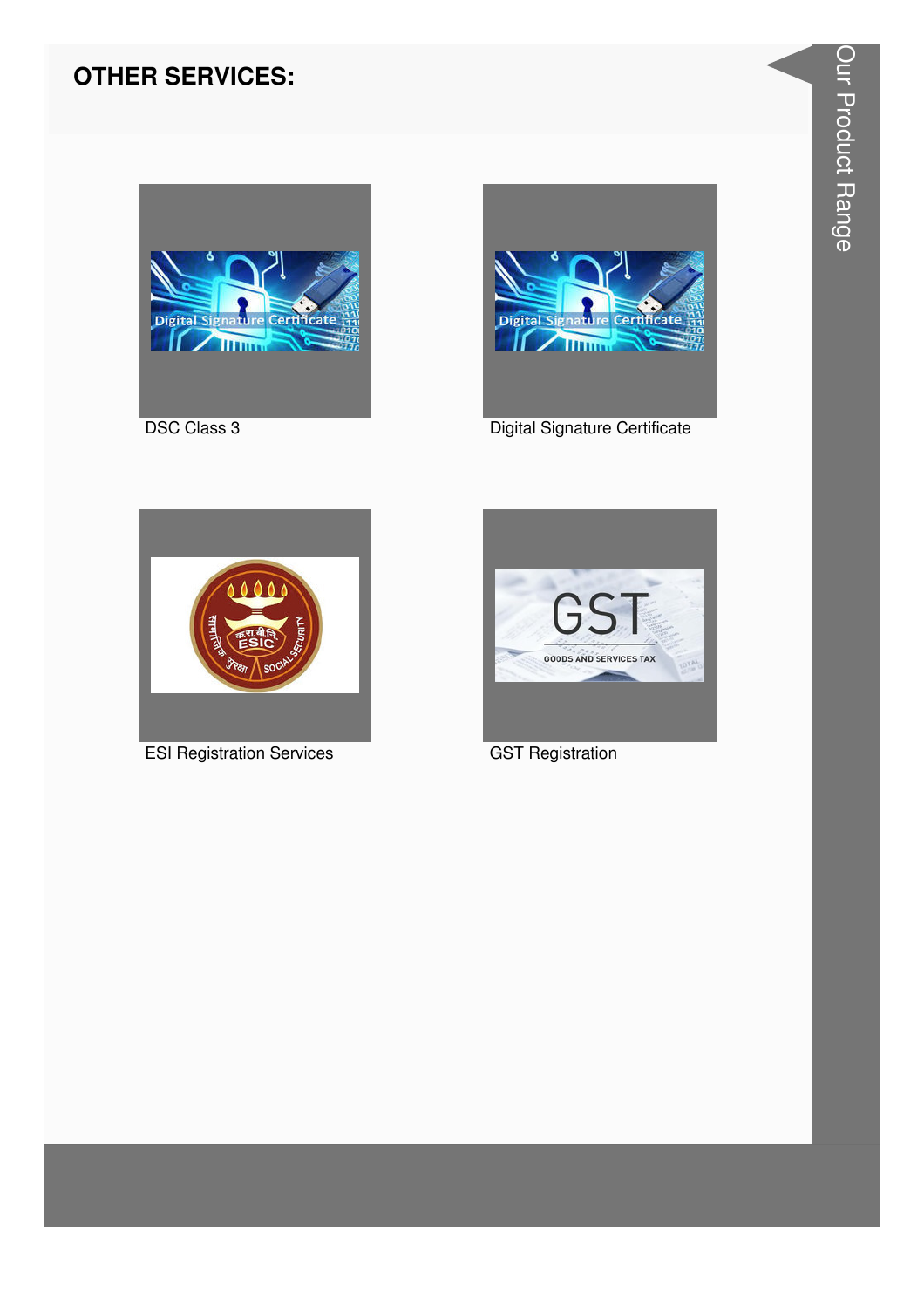## OTHER SERVICES:

DSC Class 3

Digital Signature Certificate

ESI Registration Services

GST Registration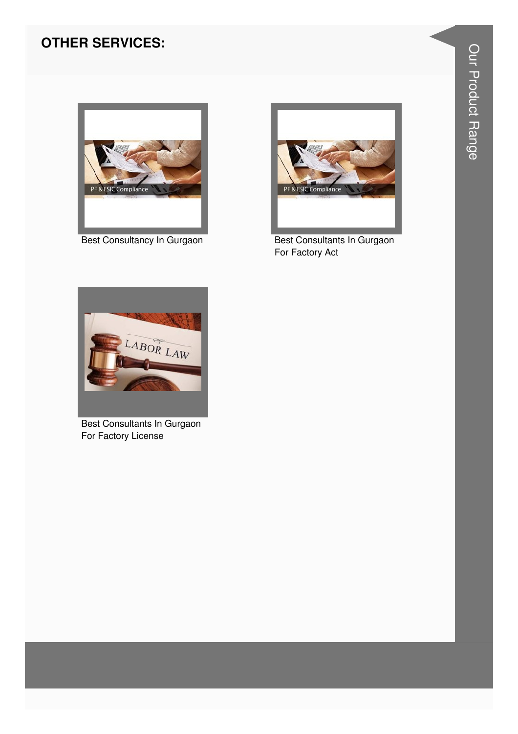## OTHER SERVICES:

Best Consultancy In Gurgaon

Best Consultants In Gurgaon For Factory Act

Best Consultants In Gurgaon For Factory License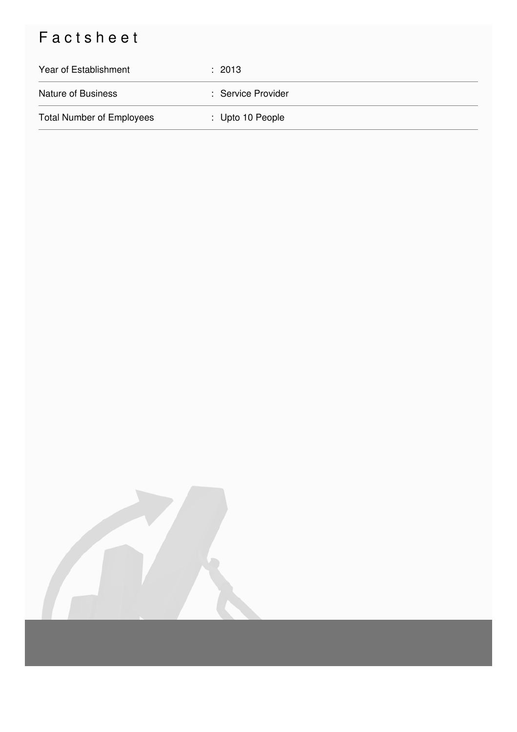# Factsheet

| | |
|---|---|
| Year of Establishment | : 2013 |
| Nature of Business | : Service Provider |
| Total Number of Employees | : Upto 10 People |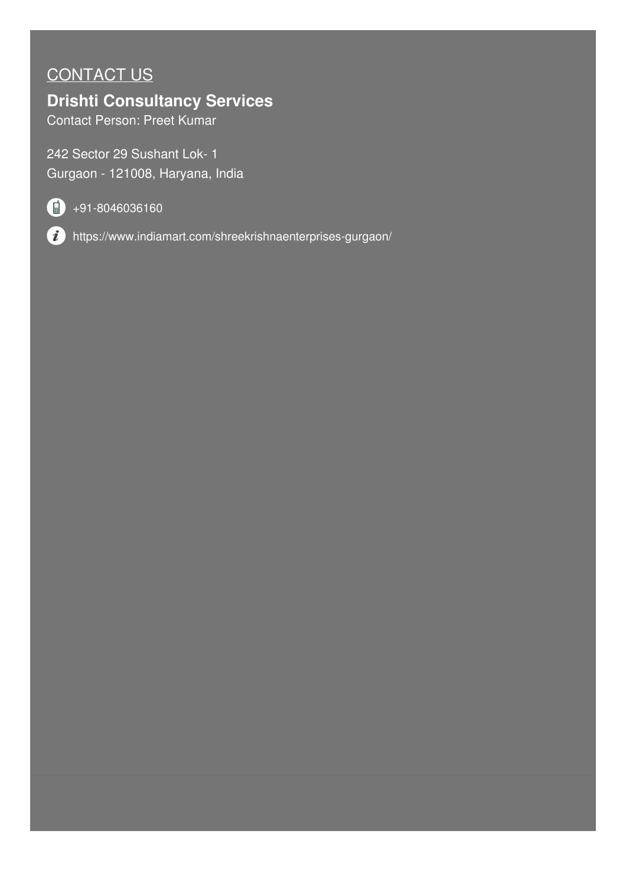## CONTACT US

### Drishti Consultancy Services

Contact Person: Preet Kumar

242 Sector 29 Sushant Lok- 1
Gurgaon - 121008, Haryana, India

+91-8046036160

https://www.indiamart.com/shreekrishnaenterprises-gurgaon/